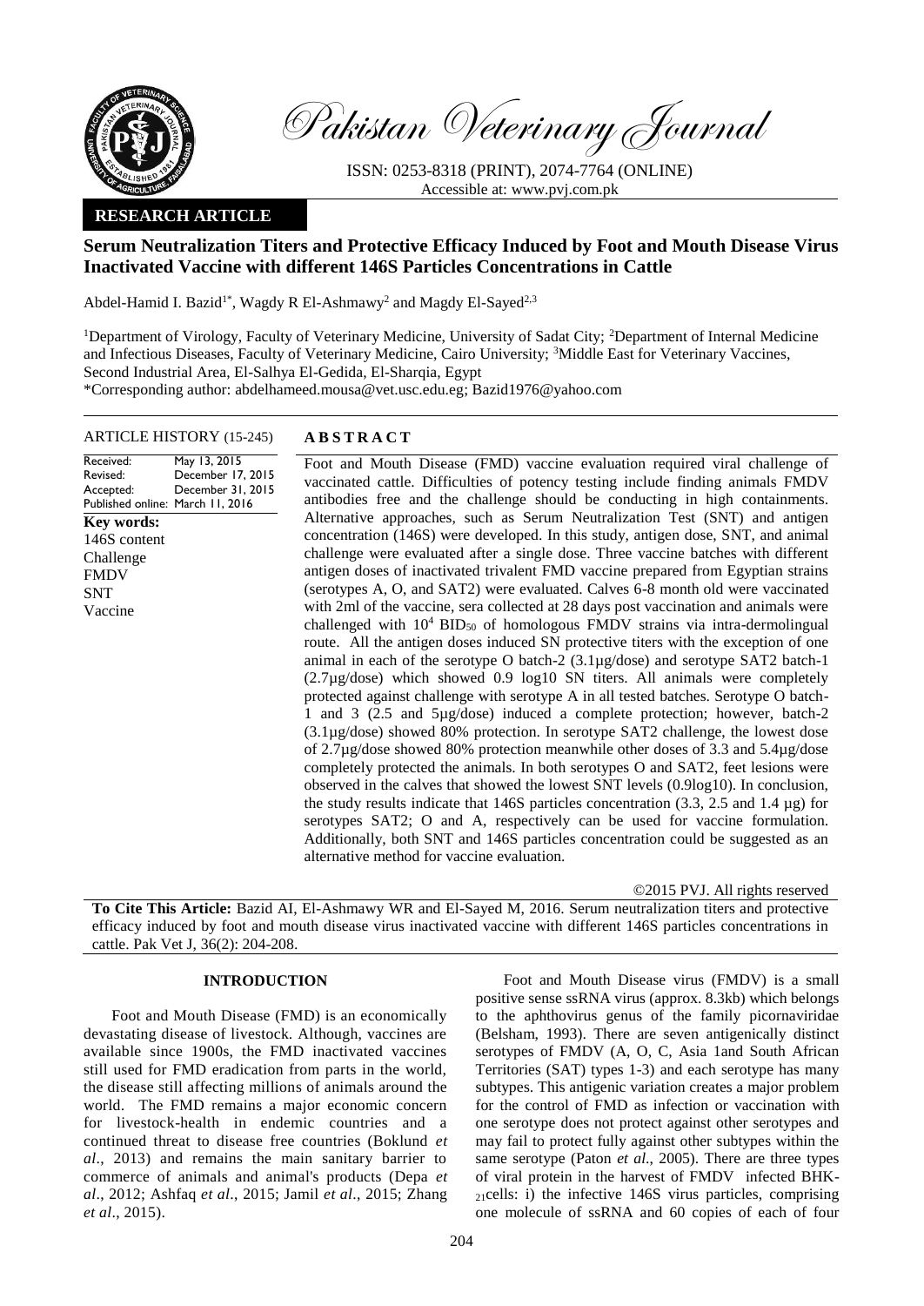*Pakistan Veterinary Journal*

ISSN: 0253-8318 (PRINT), 2074-7764 (ONLINE)
Accessible at: www.pvj.com.pk

**RESEARCH ARTICLE**

# Serum Neutralization Titers and Protective Efficacy Induced by Foot and Mouth Disease Virus Inactivated Vaccine with different 146S Particles Concentrations in Cattle

Abdel-Hamid I. Bazid[1*], Wagdy R El-Ashmawy[2] and Magdy El-Sayed[2,3]

[1]Department of Virology, Faculty of Veterinary Medicine, University of Sadat City; [2]Department of Internal Medicine and Infectious Diseases, Faculty of Veterinary Medicine, Cairo University; [3]Middle East for Veterinary Vaccines, Second Industrial Area, El-Salhya El-Gedida, El-Sharqia, Egypt

*Corresponding author: abdelhameed.mousa@vet.usc.edu.eg; Bazid1976@yahoo.com

**ARTICLE HISTORY** (15-245)

Received: May 13, 2015
Revised: December 17, 2015
Accepted: December 31, 2015
Published online: March 11, 2016

**Key words:**
146S content
Challenge
FMDV
SNT
Vaccine

## ABSTRACT

Foot and Mouth Disease (FMD) vaccine evaluation required viral challenge of vaccinated cattle. Difficulties of potency testing include finding animals FMDV antibodies free and the challenge should be conducting in high containments. Alternative approaches, such as Serum Neutralization Test (SNT) and antigen concentration (146S) were developed. In this study, antigen dose, SNT, and animal challenge were evaluated after a single dose. Three vaccine batches with different antigen doses of inactivated trivalent FMD vaccine prepared from Egyptian strains (serotypes A, O, and SAT2) were evaluated. Calves 6-8 month old were vaccinated with 2ml of the vaccine, sera collected at 28 days post vaccination and animals were challenged with $10^4$ $BID_{50}$ of homologous FMDV strains via intra-dermolingual route. All the antigen doses induced SN protective titers with the exception of one animal in each of the serotype O batch-2 (3.1µg/dose) and serotype SAT2 batch-1 (2.7µg/dose) which showed 0.9 log10 SN titers. All animals were completely protected against challenge with serotype A in all tested batches. Serotype O batch-1 and 3 (2.5 and 5µg/dose) induced a complete protection; however, batch-2 (3.1µg/dose) showed 80% protection. In serotype SAT2 challenge, the lowest dose of 2.7µg/dose showed 80% protection meanwhile other doses of 3.3 and 5.4µg/dose completely protected the animals. In both serotypes O and SAT2, feet lesions were observed in the calves that showed the lowest SNT levels (0.9log10). In conclusion, the study results indicate that 146S particles concentration (3.3, 2.5 and 1.4 µg) for serotypes SAT2; O and A, respectively can be used for vaccine formulation. Additionally, both SNT and 146S particles concentration could be suggested as an alternative method for vaccine evaluation.

©2015 PVJ. All rights reserved

**To Cite This Article:** Bazid AI, El-Ashmawy WR and El-Sayed M, 2016. Serum neutralization titers and protective efficacy induced by foot and mouth disease virus inactivated vaccine with different 146S particles concentrations in cattle. Pak Vet J, 36(2): 204-208.

## INTRODUCTION

Foot and Mouth Disease (FMD) is an economically devastating disease of livestock. Although, vaccines are available since 1900s, the FMD inactivated vaccines still used for FMD eradication from parts in the world, the disease still affecting millions of animals around the world. The FMD remains a major economic concern for livestock-health in endemic countries and a continued threat to disease free countries (Boklund *et al*., 2013) and remains the main sanitary barrier to commerce of animals and animal's products (Depa *et al*., 2012; Ashfaq *et al*., 2015; Jamil *et al*., 2015; Zhang *et al*., 2015).

Foot and Mouth Disease virus (FMDV) is a small positive sense ssRNA virus (approx. 8.3kb) which belongs to the aphthovirus genus of the family picornaviridae (Belsham, 1993). There are seven antigenically distinct serotypes of FMDV (A, O, C, Asia 1and South African Territories (SAT) types 1-3) and each serotype has many subtypes. This antigenic variation creates a major problem for the control of FMD as infection or vaccination with one serotype does not protect against other serotypes and may fail to protect fully against other subtypes within the same serotype (Paton *et al.,* 2005). There are three types of viral protein in the harvest of FMDV infected $BHK\text{-}_{21}$cells: i) the infective 146S virus particles, comprising one molecule of ssRNA and 60 copies of each of four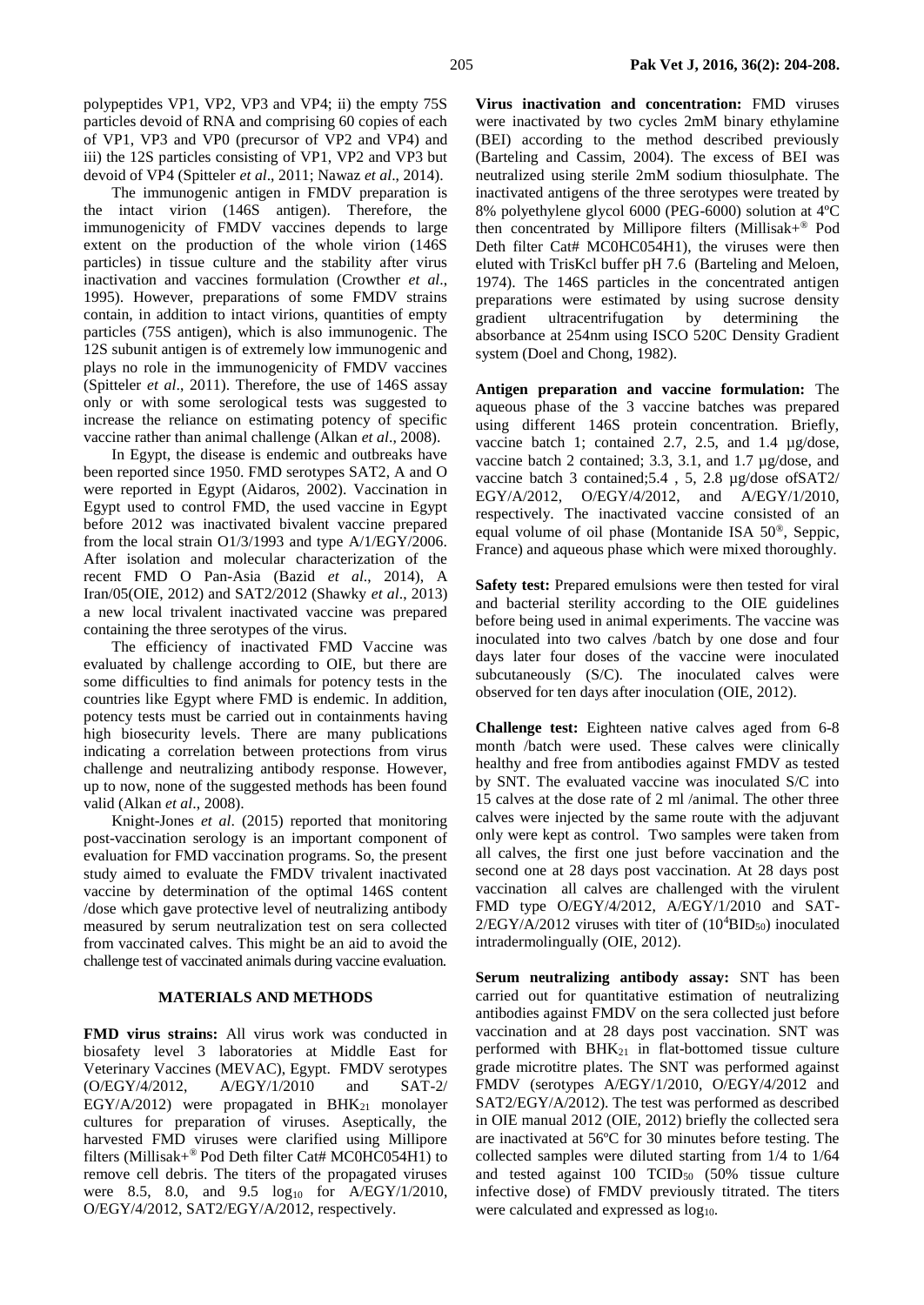polypeptides VP1, VP2, VP3 and VP4; ii) the empty 75S particles devoid of RNA and comprising 60 copies of each of VP1, VP3 and VP0 (precursor of VP2 and VP4) and iii) the 12S particles consisting of VP1, VP2 and VP3 but devoid of VP4 (Spitteler *et al*., 2011; Nawaz *et al*., 2014).

The immunogenic antigen in FMDV preparation is the intact virion (146S antigen). Therefore, the immunogenicity of FMDV vaccines depends to large extent on the production of the whole virion (146S particles) in tissue culture and the stability after virus inactivation and vaccines formulation (Crowther *et al*., 1995). However, preparations of some FMDV strains contain, in addition to intact virions, quantities of empty particles (75S antigen), which is also immunogenic. The 12S subunit antigen is of extremely low immunogenic and plays no role in the immunogenicity of FMDV vaccines (Spitteler *et al*., 2011). Therefore, the use of 146S assay only or with some serological tests was suggested to increase the reliance on estimating potency of specific vaccine rather than animal challenge (Alkan *et al*., 2008).

In Egypt, the disease is endemic and outbreaks have been reported since 1950. FMD serotypes SAT2, A and O were reported in Egypt (Aidaros, 2002). Vaccination in Egypt used to control FMD, the used vaccine in Egypt before 2012 was inactivated bivalent vaccine prepared from the local strain O1/3/1993 and type A/1/EGY/2006. After isolation and molecular characterization of the recent FMD O Pan-Asia (Bazid *et al*., 2014), A Iran/05(OIE, 2012) and SAT2/2012 (Shawky *et al*., 2013) a new local trivalent inactivated vaccine was prepared containing the three serotypes of the virus.

The efficiency of inactivated FMD Vaccine was evaluated by challenge according to OIE, but there are some difficulties to find animals for potency tests in the countries like Egypt where FMD is endemic. In addition, potency tests must be carried out in containments having high biosecurity levels. There are many publications indicating a correlation between protections from virus challenge and neutralizing antibody response. However, up to now, none of the suggested methods has been found valid (Alkan *et al*., 2008).

Knight-Jones *et al*. (2015) reported that monitoring post-vaccination serology is an important component of evaluation for FMD vaccination programs. So, the present study aimed to evaluate the FMDV trivalent inactivated vaccine by determination of the optimal 146S content /dose which gave protective level of neutralizing antibody measured by serum neutralization test on sera collected from vaccinated calves. This might be an aid to avoid the challenge test of vaccinated animals during vaccine evaluation.

## MATERIALS AND METHODS

**FMD virus strains:** All virus work was conducted in biosafety level 3 laboratories at Middle East for Veterinary Vaccines (MEVAC), Egypt. FMDV serotypes (O/EGY/4/2012, A/EGY/1/2010 and SAT-2/ EGY/A/2012) were propagated in $BHK_{21}$ monolayer cultures for preparation of viruses. Aseptically, the harvested FMD viruses were clarified using Millipore filters (Millisak+® Pod Deth filter Cat# MC0HC054H1) to remove cell debris. The titers of the propagated viruses were 8.5, 8.0, and 9.5 $\log_{10}$ for A/EGY/1/2010, O/EGY/4/2012, SAT2/EGY/A/2012, respectively.

**Virus inactivation and concentration:** FMD viruses were inactivated by two cycles 2mM binary ethylamine (BEI) according to the method described previously (Barteling and Cassim, 2004). The excess of BEI was neutralized using sterile 2mM sodium thiosulphate. The inactivated antigens of the three serotypes were treated by 8% polyethylene glycol 6000 (PEG-6000) solution at 4ºC then concentrated by Millipore filters (Millisak+® Pod Deth filter Cat# MC0HC054H1), the viruses were then eluted with TrisKcl buffer pH 7.6 (Barteling and Meloen, 1974). The 146S particles in the concentrated antigen preparations were estimated by using sucrose density gradient ultracentrifugation by determining the absorbance at 254nm using ISCO 520C Density Gradient system (Doel and Chong, 1982).

**Antigen preparation and vaccine formulation:** The aqueous phase of the 3 vaccine batches was prepared using different 146S protein concentration. Briefly, vaccine batch 1; contained 2.7, 2.5, and 1.4 µg/dose, vaccine batch 2 contained; 3.3, 3.1, and 1.7 µg/dose, and vaccine batch 3 contained;5.4 , 5, 2.8 µg/dose ofSAT2/ EGY/A/2012, O/EGY/4/2012, and A/EGY/1/2010, respectively. The inactivated vaccine consisted of an equal volume of oil phase (Montanide ISA 50®, Seppic, France) and aqueous phase which were mixed thoroughly.

**Safety test:** Prepared emulsions were then tested for viral and bacterial sterility according to the OIE guidelines before being used in animal experiments. The vaccine was inoculated into two calves /batch by one dose and four days later four doses of the vaccine were inoculated subcutaneously (S/C). The inoculated calves were observed for ten days after inoculation (OIE, 2012).

**Challenge test:** Eighteen native calves aged from 6-8 month /batch were used. These calves were clinically healthy and free from antibodies against FMDV as tested by SNT. The evaluated vaccine was inoculated S/C into 15 calves at the dose rate of 2 ml /animal. The other three calves were injected by the same route with the adjuvant only were kept as control. Two samples were taken from all calves, the first one just before vaccination and the second one at 28 days post vaccination. At 28 days post vaccination all calves are challenged with the virulent FMD type O/EGY/4/2012, A/EGY/1/2010 and SAT-2/EGY/A/2012 viruses with titer of ($10^4 BID_{50}$) inoculated intradermolingually (OIE, 2012).

**Serum neutralizing antibody assay:** SNT has been carried out for quantitative estimation of neutralizing antibodies against FMDV on the sera collected just before vaccination and at 28 days post vaccination. SNT was performed with $BHK_{21}$ in flat-bottomed tissue culture grade microtitre plates. The SNT was performed against FMDV (serotypes A/EGY/1/2010, O/EGY/4/2012 and SAT2/EGY/A/2012). The test was performed as described in OIE manual 2012 (OIE, 2012) briefly the collected sera are inactivated at 56ºC for 30 minutes before testing. The collected samples were diluted starting from 1/4 to 1/64 and tested against 100 $TCID_{50}$ (50% tissue culture infective dose) of FMDV previously titrated. The titers were calculated and expressed as $\log_{10}$.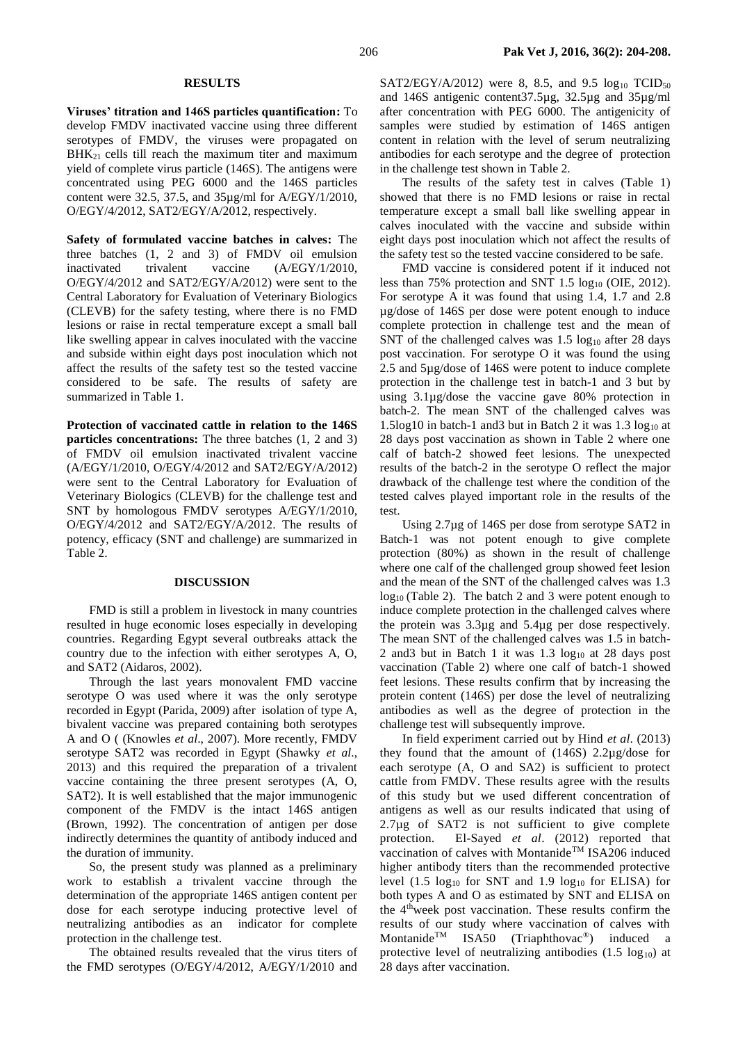## RESULTS

**Viruses' titration and 146S particles quantification:** To develop FMDV inactivated vaccine using three different serotypes of FMDV, the viruses were propagated on $BHK_{21}$ cells till reach the maximum titer and maximum yield of complete virus particle (146S). The antigens were concentrated using PEG 6000 and the 146S particles content were 32.5, 37.5, and 35µg/ml for A/EGY/1/2010, O/EGY/4/2012, SAT2/EGY/A/2012, respectively.

**Safety of formulated vaccine batches in calves:** The three batches (1, 2 and 3) of FMDV oil emulsion inactivated trivalent vaccine (A/EGY/1/2010, O/EGY/4/2012 and SAT2/EGY/A/2012) were sent to the Central Laboratory for Evaluation of Veterinary Biologics (CLEVB) for the safety testing, where there is no FMD lesions or raise in rectal temperature except a small ball like swelling appear in calves inoculated with the vaccine and subside within eight days post inoculation which not affect the results of the safety test so the tested vaccine considered to be safe. The results of safety are summarized in Table 1.

**Protection of vaccinated cattle in relation to the 146S particles concentrations:** The three batches (1, 2 and 3) of FMDV oil emulsion inactivated trivalent vaccine (A/EGY/1/2010, O/EGY/4/2012 and SAT2/EGY/A/2012) were sent to the Central Laboratory for Evaluation of Veterinary Biologics (CLEVB) for the challenge test and SNT by homologous FMDV serotypes A/EGY/1/2010, O/EGY/4/2012 and SAT2/EGY/A/2012. The results of potency, efficacy (SNT and challenge) are summarized in Table 2.

## DISCUSSION

FMD is still a problem in livestock in many countries resulted in huge economic loses especially in developing countries. Regarding Egypt several outbreaks attack the country due to the infection with either serotypes A, O, and SAT2 (Aidaros, 2002).

Through the last years monovalent FMD vaccine serotype O was used where it was the only serotype recorded in Egypt (Parida, 2009) after isolation of type A, bivalent vaccine was prepared containing both serotypes A and O ( (Knowles *et al*., 2007). More recently, FMDV serotype SAT2 was recorded in Egypt (Shawky *et al*., 2013) and this required the preparation of a trivalent vaccine containing the three present serotypes (A, O, SAT2). It is well established that the major immunogenic component of the FMDV is the intact 146S antigen (Brown, 1992). The concentration of antigen per dose indirectly determines the quantity of antibody induced and the duration of immunity.

So, the present study was planned as a preliminary work to establish a trivalent vaccine through the determination of the appropriate 146S antigen content per dose for each serotype inducing protective level of neutralizing antibodies as an indicator for complete protection in the challenge test.

The obtained results revealed that the virus titers of the FMD serotypes (O/EGY/4/2012, A/EGY/1/2010 and SAT2/EGY/A/2012) were 8, 8.5, and 9.5 $\log_{10}$ $TCID_{50}$ and 146S antigenic content37.5µg, 32.5µg and 35µg/ml after concentration with PEG 6000. The antigenicity of samples were studied by estimation of 146S antigen content in relation with the level of serum neutralizing antibodies for each serotype and the degree of protection in the challenge test shown in Table 2.

The results of the safety test in calves (Table 1) showed that there is no FMD lesions or raise in rectal temperature except a small ball like swelling appear in calves inoculated with the vaccine and subside within eight days post inoculation which not affect the results of the safety test so the tested vaccine considered to be safe.

FMD vaccine is considered potent if it induced not less than 75% protection and SNT 1.5 $\log_{10}$ (OIE, 2012). For serotype A it was found that using 1.4, 1.7 and 2.8 µg/dose of 146S per dose were potent enough to induce complete protection in challenge test and the mean of SNT of the challenged calves was 1.5 $\log_{10}$ after 28 days post vaccination. For serotype O it was found the using 2.5 and 5µg/dose of 146S were potent to induce complete protection in the challenge test in batch-1 and 3 but by using 3.1µg/dose the vaccine gave 80% protection in batch-2. The mean SNT of the challenged calves was 1.5log10 in batch-1 and3 but in Batch 2 it was 1.3 $\log_{10}$ at 28 days post vaccination as shown in Table 2 where one calf of batch-2 showed feet lesions. The unexpected results of the batch-2 in the serotype O reflect the major drawback of the challenge test where the condition of the tested calves played important role in the results of the test.

Using 2.7µg of 146S per dose from serotype SAT2 in Batch-1 was not potent enough to give complete protection (80%) as shown in the result of challenge where one calf of the challenged group showed feet lesion and the mean of the SNT of the challenged calves was 1.3 $\log_{10}$ (Table 2). The batch 2 and 3 were potent enough to induce complete protection in the challenged calves where the protein was 3.3µg and 5.4µg per dose respectively. The mean SNT of the challenged calves was 1.5 in batch-2 and3 but in Batch 1 it was 1.3 $\log_{10}$ at 28 days post vaccination (Table 2) where one calf of batch-1 showed feet lesions. These results confirm that by increasing the protein content (146S) per dose the level of neutralizing antibodies as well as the degree of protection in the challenge test will subsequently improve.

In field experiment carried out by Hind *et al*. (2013) they found that the amount of (146S) 2.2µg/dose for each serotype (A, O and SA2) is sufficient to protect cattle from FMDV. These results agree with the results of this study but we used different concentration of antigens as well as our results indicated that using of 2.7µg of SAT2 is not sufficient to give complete protection. El-Sayed *et al*. (2012) reported that vaccination of calves with Montanide™ ISA206 induced higher antibody titers than the recommended protective level (1.5 $\log_{10}$ for SNT and 1.9 $\log_{10}$ for ELISA) for both types A and O as estimated by SNT and ELISA on the 4th week post vaccination. These results confirm the results of our study where vaccination of calves with Montanide™ ISA50 (Triaphthovac®) induced a protective level of neutralizing antibodies (1.5 $\log_{10}$) at 28 days after vaccination.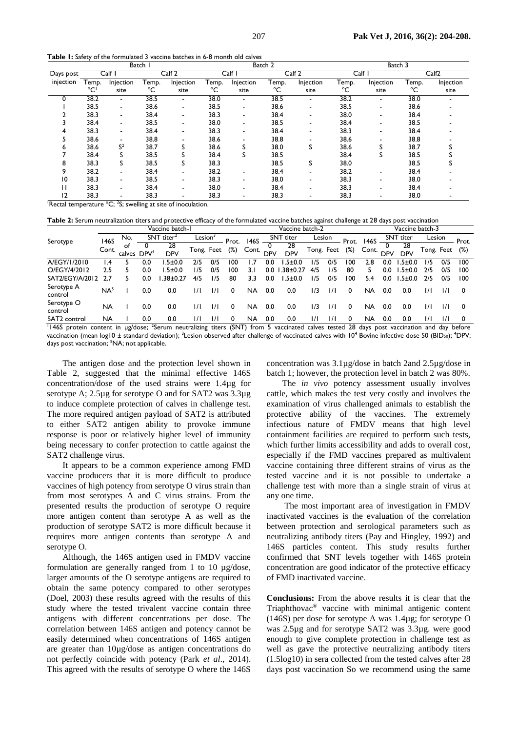**Table 1:** Safety of the formulated 3 vaccine batches in 6-8 month old calves

| Days post injection | Batch 1 | | | | Batch 2 | | | | Batch 3 | | | |
|---|---|---|---|---|---|---|---|---|---|---|---|---|
| | Calf 1 | | Calf 2 | | Calf 1 | | Calf 2 | | Calf 1 | | Calf2 | |
| | Temp. °C[1] | Injection site | Temp. °C | Injection site | Temp. °C | Injection site | Temp. °C | Injection site | Temp. °C | Injection site | Temp. °C | Injection site |
| 0 | 38.2 | - | 38.5 | - | 38.0 | - | 38.5 | - | 38.2 | - | 38.0 | - |
| 1 | 38.5 | - | 38.6 | - | 38.5 | - | 38.6 | - | 38.5 | - | 38.6 | - |
| 2 | 38.3 | - | 38.4 | - | 38.3 | - | 38.4 | - | 38.0 | - | 38.4 | - |
| 3 | 38.4 | - | 38.5 | - | 38.0 | - | 38.5 | - | 38.4 | - | 38.5 | - |
| 4 | 38.3 | - | 38.4 | - | 38.3 | - | 38.4 | - | 38.3 | - | 38.4 | - |
| 5 | 38.6 | - | 38.8 | - | 38.6 | - | 38.8 | - | 38.6 | - | 38.8 | - |
| 6 | 38.6 | S[2] | 38.7 | S | 38.6 | S | 38.0 | S | 38.6 | S | 38.7 | S |
| 7 | 38.4 | S | 38.5 | S | 38.4 | S | 38.5 | | 38.4 | S | 38.5 | S |
| 8 | 38.3 | S | 38.5 | S | 38.3 | | 38.5 | S | 38.0 | | 38.5 | S |
| 9 | 38.2 | - | 38.4 | - | 38.2 | - | 38.4 | - | 38.2 | - | 38.4 | - |
| 10 | 38.3 | - | 38.5 | - | 38.3 | - | 38.0 | - | 38.3 | - | 38.0 | - |
| 11 | 38.3 | - | 38.4 | - | 38.0 | - | 38.4 | - | 38.3 | - | 38.4 | - |
| 12 | 38.3 | - | 38.3 | - | 38.3 | - | 38.3 | - | 38.3 | - | 38.0 | - |

[1]Rectal temperature °C; [2]S; swelling at site of inoculation.

**Table 2:** Serum neutralization titers and protective efficacy of the formulated vaccine batches against challenge at 28 days post vaccination

| Serotype | Vaccine batch-1 | | | | | | | Vaccine batch-2 | | | | | | Vaccine batch-3 | | | | | |
|---|---|---|---|---|---|---|---|---|---|---|---|---|---|---|---|---|---|---|---|
| | 146S Cont.[1] | No. of calves | SNT titer[2] | | Lesion[3] | | Prot. (%) | 146S Cont. | SNT titer | | Lesion | | Prot. (%) | 146S Cont. | SNT titer | | Lesion | | Prot. (%) |
| | | | 0 DPV[4] | 28 DPV | Tong. | Feet | | | 0 DPV | 28 DPV | Tong. | Feet | | | 0 DPV | 28 DPV | Tong. | Feet | |
| A/EGY/1/2010 | 1.4 | 5 | 0.0 | 1.5±0.0 | 2/5 | 0/5 | 100 | 1.7 | 0.0 | 1.5±0.0 | 1/5 | 0/5 | 100 | 2.8 | 0.0 | 1.5±0.0 | 1/5 | 0/5 | 100 |
| O/EGY/4/2012 | 2.5 | 5 | 0.0 | 1.5±0.0 | 1/5 | 0/5 | 100 | 3.1 | 0.0 | 1.38±0.27 | 4/5 | 1/5 | 80 | 5 | 0.0 | 1.5±0.0 | 2/5 | 0/5 | 100 |
| SAT2/EGY/A/2012 | 2.7 | 5 | 0.0 | 1.38±0.27 | 4/5 | 1/5 | 80 | 3.3 | 0.0 | 1.5±0.0 | 1/5 | 0/5 | 100 | 5.4 | 0.0 | 1.5±0.0 | 2/5 | 0/5 | 100 |
| Serotype A control | NA[5] | 1 | 0.0 | 0.0 | 1/1 | 1/1 | 0 | NA | 0.0 | 0.0 | 1/3 | 1/1 | 0 | NA | 0.0 | 0.0 | 1/1 | 1/1 | 0 |
| Serotype O control | NA | 1 | 0.0 | 0.0 | 1/1 | 1/1 | 0 | NA | 0.0 | 0.0 | 1/3 | 1/1 | 0 | NA | 0.0 | 0.0 | 1/1 | 1/1 | 0 |
| SAT2 control | NA | 1 | 0.0 | 0.0 | 1/1 | 1/1 | 0 | NA | 0.0 | 0.0 | 1/1 | 1/1 | 0 | NA | 0.0 | 0.0 | 1/1 | 1/1 | 0 |

[1]146S protein content in µg/dose; [2]Serum neutralizing titers (SNT) from 5 vaccinated calves tested 28 days post vaccination and day before vaccination (mean log10 ± standard deviation); [3]Lesion observed after challenge of vaccinated calves with $10^4$ Bovine infective dose 50 ($BID_{50}$); [4]DPV; days post vaccination; [5]NA; not applicable.

The antigen dose and the protection level shown in Table 2, suggested that the minimal effective 146S concentration/dose of the used strains were 1.4µg for serotype A; 2.5µg for serotype O and for SAT2 was 3.3µg to induce complete protection of calves in challenge test. The more required antigen payload of SAT2 is attributed to either SAT2 antigen ability to provoke immune response is poor or relatively higher level of immunity being necessary to confer protection to cattle against the SAT2 challenge virus.

It appears to be a common experience among FMD vaccine producers that it is more difficult to produce vaccines of high potency from serotype O virus strain than from most serotypes A and C virus strains. From the presented results the production of serotype O require more antigen content than serotype A as well as the production of serotype SAT2 is more difficult because it requires more antigen contents than serotype A and serotype O.

Although, the 146S antigen used in FMDV vaccine formulation are generally ranged from 1 to 10 µg/dose, larger amounts of the O serotype antigens are required to obtain the same potency compared to other serotypes (Doel, 2003) these results agreed with the results of this study where the tested trivalent vaccine contain three antigens with different concentrations per dose. The correlation between 146S antigen and potency cannot be easily determined when concentrations of 146S antigen are greater than 10µg/dose as antigen concentrations do not perfectly coincide with potency (Park *et al*., 2014). This agreed with the results of serotype O where the 146S concentration was 3.1µg/dose in batch 2and 2.5µg/dose in batch 1; however, the protection level in batch 2 was 80%.

The *in vivo* potency assessment usually involves cattle, which makes the test very costly and involves the examination of virus challenged animals to establish the protective ability of the vaccines. The extremely infectious nature of FMDV means that high level containment facilities are required to perform such tests, which further limits accessibility and adds to overall cost, especially if the FMD vaccines prepared as multivalent vaccine containing three different strains of virus as the tested vaccine and it is not possible to undertake a challenge test with more than a single strain of virus at any one time.

The most important area of investigation in FMDV inactivated vaccines is the evaluation of the correlation between protection and serological parameters such as neutralizing antibody titers (Pay and Hingley, 1992) and 146S particles content. This study results further confirmed that SNT levels together with 146S protein concentration are good indicator of the protective efficacy of FMD inactivated vaccine.

**Conclusions:** From the above results it is clear that the Triaphthovac® vaccine with minimal antigenic content (146S) per dose for serotype A was 1.4µg; for serotype O was 2.5µg and for serotype SAT2 was 3.3µg. were good enough to give complete protection in challenge test as well as gave the protective neutralizing antibody titers (1.5log10) in sera collected from the tested calves after 28 days post vaccination So we recommend using the same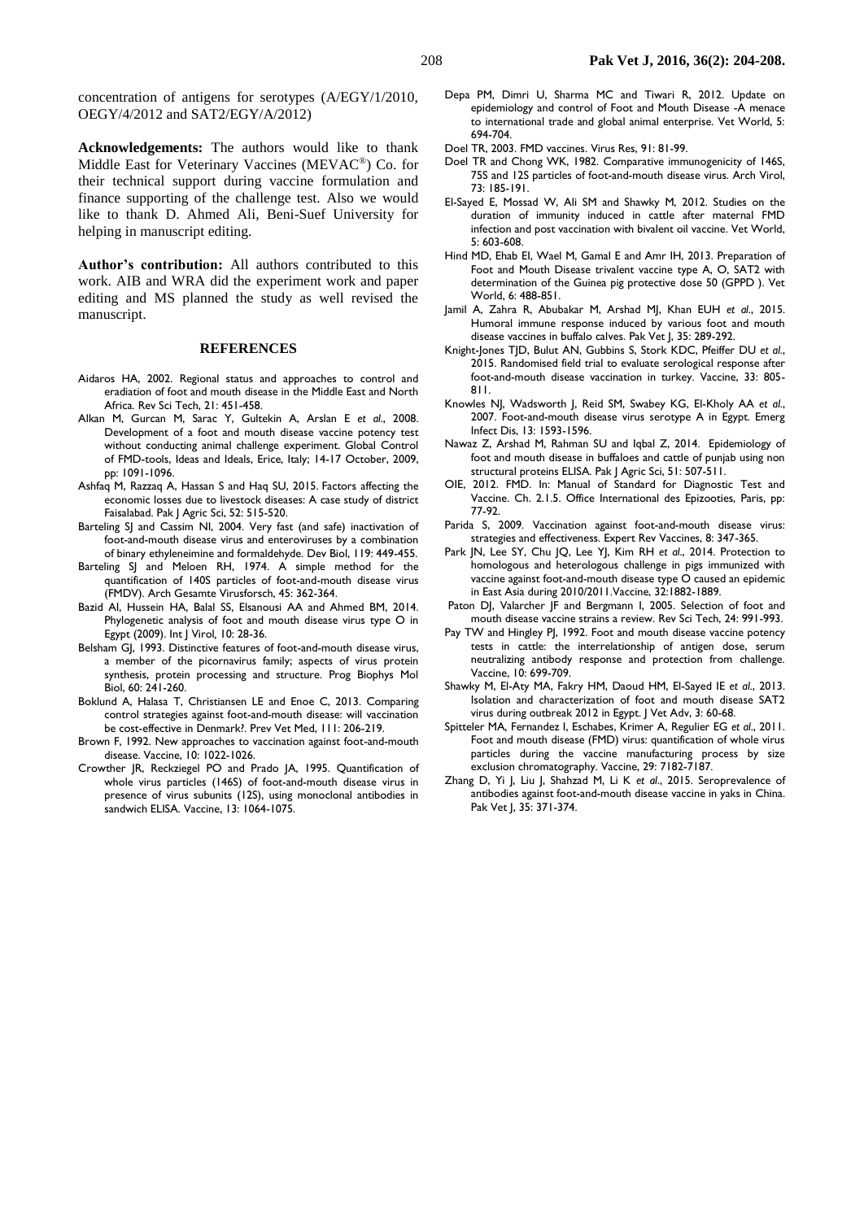concentration of antigens for serotypes (A/EGY/1/2010, OEGY/4/2012 and SAT2/EGY/A/2012)

**Acknowledgements:** The authors would like to thank Middle East for Veterinary Vaccines (MEVAC®) Co. for their technical support during vaccine formulation and finance supporting of the challenge test. Also we would like to thank D. Ahmed Ali, Beni-Suef University for helping in manuscript editing.

**Author's contribution:** All authors contributed to this work. AIB and WRA did the experiment work and paper editing and MS planned the study as well revised the manuscript.

## REFERENCES

Aidaros HA, 2002. Regional status and approaches to control and eradiation of foot and mouth disease in the Middle East and North Africa. Rev Sci Tech, 21: 451-458.

Alkan M, Gurcan M, Sarac Y, Gultekin A, Arslan E *et al*., 2008. Development of a foot and mouth disease vaccine potency test without conducting animal challenge experiment. Global Control of FMD-tools, Ideas and Ideals, Erice, Italy; 14-17 October, 2009, pp: 1091-1096.

Ashfaq M, Razzaq A, Hassan S and Haq SU, 2015. Factors affecting the economic losses due to livestock diseases: A case study of district Faisalabad. Pak J Agric Sci, 52: 515-520.

Barteling SJ and Cassim NI, 2004. Very fast (and safe) inactivation of foot-and-mouth disease virus and enteroviruses by a combination of binary ethyleneimine and formaldehyde. Dev Biol, 119: 449-455.

Barteling SJ and Meloen RH, 1974. A simple method for the quantification of 140S particles of foot-and-mouth disease virus (FMDV). Arch Gesamte Virusforsch, 45: 362-364.

Bazid AI, Hussein HA, Balal SS, Elsanousi AA and Ahmed BM, 2014. Phylogenetic analysis of foot and mouth disease virus type O in Egypt (2009). Int J Virol, 10: 28-36.

Belsham GJ, 1993. Distinctive features of foot-and-mouth disease virus, a member of the picornavirus family; aspects of virus protein synthesis, protein processing and structure. Prog Biophys Mol Biol, 60: 241-260.

Boklund A, Halasa T, Christiansen LE and Enoe C, 2013. Comparing control strategies against foot-and-mouth disease: will vaccination be cost-effective in Denmark?. Prev Vet Med, 111: 206-219.

Brown F, 1992. New approaches to vaccination against foot-and-mouth disease. Vaccine, 10: 1022-1026.

Crowther JR, Reckziegel PO and Prado JA, 1995. Quantification of whole virus particles (146S) of foot-and-mouth disease virus in presence of virus subunits (12S), using monoclonal antibodies in sandwich ELISA. Vaccine, 13: 1064-1075.

Depa PM, Dimri U, Sharma MC and Tiwari R, 2012. Update on epidemiology and control of Foot and Mouth Disease -A menace to international trade and global animal enterprise. Vet World, 5: 694-704.

Doel TR, 2003. FMD vaccines. Virus Res, 91: 81-99.

Doel TR and Chong WK, 1982. Comparative immunogenicity of 146S, 75S and 12S particles of foot-and-mouth disease virus. Arch Virol, 73: 185-191.

El-Sayed E, Mossad W, Ali SM and Shawky M, 2012. Studies on the duration of immunity induced in cattle after maternal FMD infection and post vaccination with bivalent oil vaccine. Vet World, 5: 603-608.

Hind MD, Ehab El, Wael M, Gamal E and Amr IH, 2013. Preparation of Foot and Mouth Disease trivalent vaccine type A, O, SAT2 with determination of the Guinea pig protective dose 50 (GPPD ). Vet World, 6: 488-851.

Jamil A, Zahra R, Abubakar M, Arshad MJ, Khan EUH *et al*., 2015. Humoral immune response induced by various foot and mouth disease vaccines in buffalo calves. Pak Vet J, 35: 289-292.

Knight-Jones TJD, Bulut AN, Gubbins S, Stork KDC, Pfeiffer DU *et al*., 2015. Randomised field trial to evaluate serological response after foot-and-mouth disease vaccination in turkey. Vaccine, 33: 805-811.

Knowles NJ, Wadsworth J, Reid SM, Swabey KG, El-Kholy AA *et al*., 2007. Foot-and-mouth disease virus serotype A in Egypt. Emerg Infect Dis, 13: 1593-1596.

Nawaz Z, Arshad M, Rahman SU and Iqbal Z, 2014. Epidemiology of foot and mouth disease in buffaloes and cattle of punjab using non structural proteins ELISA. Pak J Agric Sci, 51: 507-511.

OIE, 2012. FMD. In: Manual of Standard for Diagnostic Test and Vaccine. Ch. 2.1.5. Office International des Epizooties, Paris, pp: 77-92.

Parida S, 2009. Vaccination against foot-and-mouth disease virus: strategies and effectiveness. Expert Rev Vaccines, 8: 347-365.

Park JN, Lee SY, Chu JQ, Lee YJ, Kim RH *et al*., 2014. Protection to homologous and heterologous challenge in pigs immunized with vaccine against foot-and-mouth disease type O caused an epidemic in East Asia during 2010/2011.Vaccine, 32:1882-1889.

Paton DJ, Valarcher JF and Bergmann I, 2005. Selection of foot and mouth disease vaccine strains a review. Rev Sci Tech, 24: 991-993.

Pay TW and Hingley PJ, 1992. Foot and mouth disease vaccine potency tests in cattle: the interrelationship of antigen dose, serum neutralizing antibody response and protection from challenge. Vaccine, 10: 699-709.

Shawky M, El-Aty MA, Fakry HM, Daoud HM, El-Sayed IE *et al*., 2013. Isolation and characterization of foot and mouth disease SAT2 virus during outbreak 2012 in Egypt. J Vet Adv, 3: 60-68.

Spitteler MA, Fernandez I, Eschabes, Krimer A, Regulier EG *et al*., 2011. Foot and mouth disease (FMD) virus: quantification of whole virus particles during the vaccine manufacturing process by size exclusion chromatography. Vaccine, 29: 7182-7187.

Zhang D, Yi J, Liu J, Shahzad M, Li K *et al*., 2015. Seroprevalence of antibodies against foot-and-mouth disease vaccine in yaks in China. Pak Vet J, 35: 371-374.